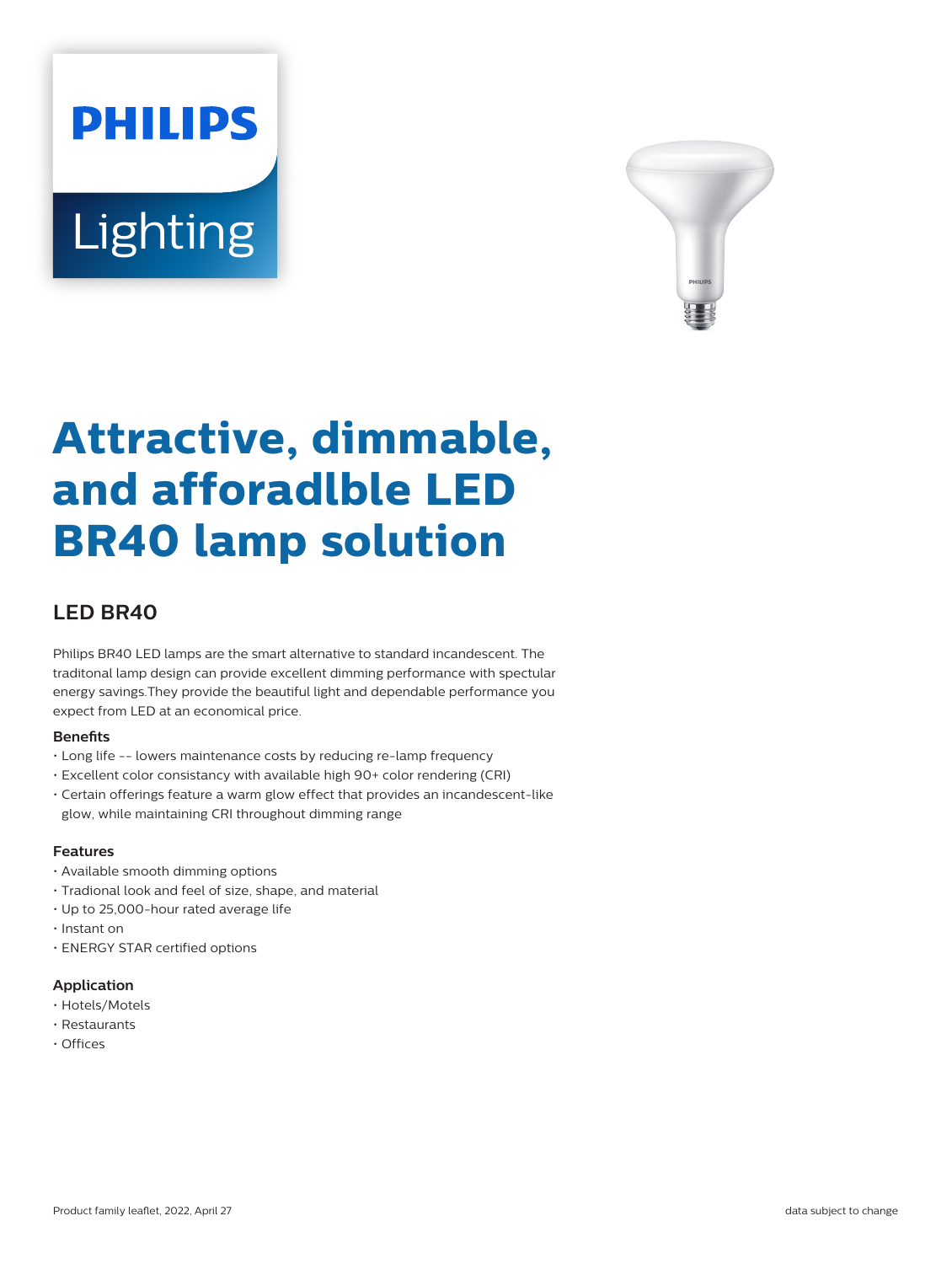PHILIPS

Lighting

# Attractive, dimmable, and aforadlble LED BR40 lamp solution

## LED BR40

Philips BR40 LED lamps are the smart alternative to standard incandescent. The traditonal lamp design can provide excellent dimming performance with spectular energy savings.They provide the beautiful light and dependable performance you expect from LED at an economical price.

### Benefits

- Long life -- lowers maintenance costs by reducing re-lamp frequency
- Excellent color consistancy with available high 90+ color rendering (CRI)
- Certain offerings feature a warm glow effect that provides an incandescent-like glow, while maintaining CRI throughout dimming range

### Features

- Available smooth dimming options
- Tradional look and feel of size, shape, and material
- Up to 25,000-hour rated average life
- Instant on
- ENERGY STAR certified options

### Application

- Hotels/Motels
- Restaurants
- Offices

Product family leaflet, 2022, April 27

data subject to change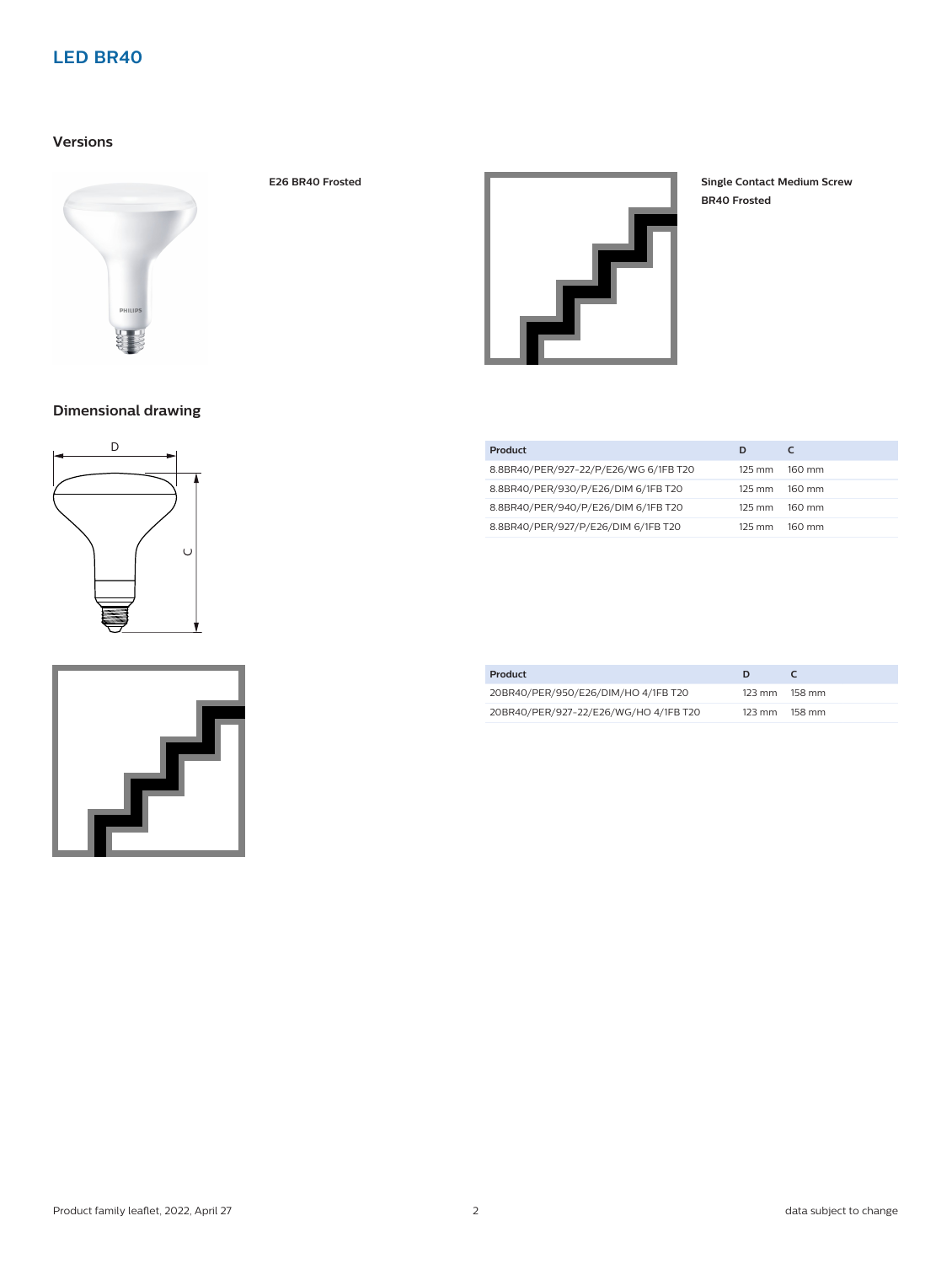# LED BR40

## Versions

**E26 BR40 Frosted**

**Single Contact Medium Screw BR40 Frosted**

## Dimensional drawing

| Product | D | C |
|---|---|---|
| 8.8BR40/PER/927-22/P/E26/WG 6/1FB T20 | 125 mm | 160 mm |
| 8.8BR40/PER/930/P/E26/DIM 6/1FB T20 | 125 mm | 160 mm |
| 8.8BR40/PER/940/P/E26/DIM 6/1FB T20 | 125 mm | 160 mm |
| 8.8BR40/PER/927/P/E26/DIM 6/1FB T20 | 125 mm | 160 mm |

| Product | D | C |
|---|---|---|
| 20BR40/PER/950/E26/DIM/HO 4/1FB T20 | 123 mm | 158 mm |
| 20BR40/PER/927-22/E26/WG/HO 4/1FB T20 | 123 mm | 158 mm |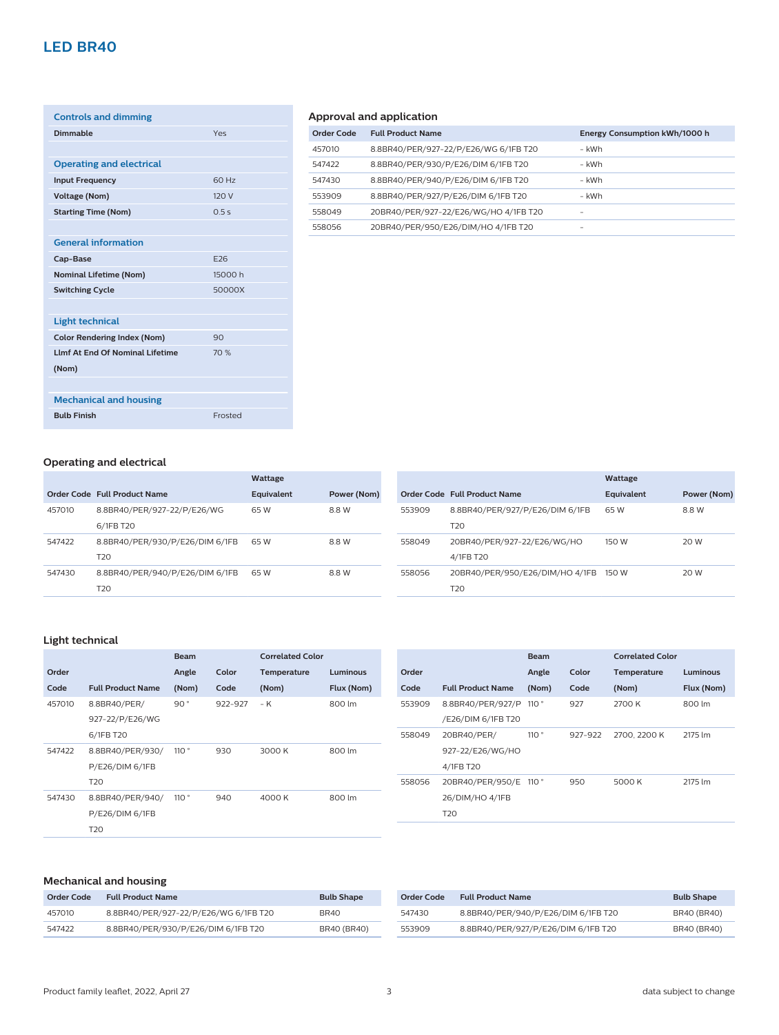# LED BR40

| Controls and dimming | |
|---|---|
| **Dimmable** | Yes |

| Operating and electrical | |
|---|---|
| **Input Frequency** | 60 Hz |
| **Voltage (Nom)** | 120 V |
| **Starting Time (Nom)** | 0.5 s |

| General information | |
|---|---|
| **Cap-Base** | E26 |
| **Nominal Lifetime (Nom)** | 15000 h |
| **Switching Cycle** | 50000X |

| Light technical | |
|---|---|
| **Color Rendering Index (Nom)** | 90 |
| **Llmf At End Of Nominal Lifetime (Nom)** | 70 % |

| Mechanical and housing | |
|---|---|
| **Bulb Finish** | Frosted |

### Approval and application

| Order Code | Full Product Name | Energy Consumption kWh/1000 h |
|---|---|---|
| 457010 | 8.8BR40/PER/927-22/P/E26/WG 6/1FB T20 | - kWh |
| 547422 | 8.8BR40/PER/930/P/E26/DIM 6/1FB T20 | - kWh |
| 547430 | 8.8BR40/PER/940/P/E26/DIM 6/1FB T20 | - kWh |
| 553909 | 8.8BR40/PER/927/P/E26/DIM 6/1FB T20 | - kWh |
| 558049 | 20BR40/PER/927-22/E26/WG/HO 4/1FB T20 | - |
| 558056 | 20BR40/PER/950/E26/DIM/HO 4/1FB T20 | - |

### Operating and electrical

| Order Code | Full Product Name | Wattage Equivalent | Power (Nom) |
|---|---|---|---|
| 457010 | 8.8BR40/PER/927-22/P/E26/WG 6/1FB T20 | 65 W | 8.8 W |
| 547422 | 8.8BR40/PER/930/P/E26/DIM 6/1FB T20 | 65 W | 8.8 W |
| 547430 | 8.8BR40/PER/940/P/E26/DIM 6/1FB T20 | 65 W | 8.8 W |
| 553909 | 8.8BR40/PER/927/P/E26/DIM 6/1FB T20 | 65 W | 8.8 W |
| 558049 | 20BR40/PER/927-22/E26/WG/HO 4/1FB T20 | 150 W | 20 W |
| 558056 | 20BR40/PER/950/E26/DIM/HO 4/1FB T20 | 150 W | 20 W |

### Light technical

| Order Code | Full Product Name | Beam Angle (Nom) | Color Code | Correlated Color Temperature (Nom) | Luminous Flux (Nom) |
|---|---|---|---|---|---|
| 457010 | 8.8BR40/PER/927-22/P/E26/WG 6/1FB T20 | 90 ° | 922-927 | - K | 800 lm |
| 547422 | 8.8BR40/PER/930/P/E26/DIM 6/1FB T20 | 110 ° | 930 | 3000 K | 800 lm |
| 547430 | 8.8BR40/PER/940/P/E26/DIM 6/1FB T20 | 110 ° | 940 | 4000 K | 800 lm |
| 553909 | 8.8BR40/PER/927/P/E26/DIM 6/1FB T20 | 110 ° | 927 | 2700 K | 800 lm |
| 558049 | 20BR40/PER/927-22/E26/WG/HO 4/1FB T20 | 110 ° | 927-922 | 2700, 2200 K | 2175 lm |
| 558056 | 20BR40/PER/950/E26/DIM/HO 4/1FB T20 | 110 ° | 950 | 5000 K | 2175 lm |

### Mechanical and housing

| Order Code | Full Product Name | Bulb Shape |
|---|---|---|
| 457010 | 8.8BR40/PER/927-22/P/E26/WG 6/1FB T20 | BR40 |
| 547422 | 8.8BR40/PER/930/P/E26/DIM 6/1FB T20 | BR40 (BR40) |
| 547430 | 8.8BR40/PER/940/P/E26/DIM 6/1FB T20 | BR40 (BR40) |
| 553909 | 8.8BR40/PER/927/P/E26/DIM 6/1FB T20 | BR40 (BR40) |

Product family leaflet, 2022, April 27 — data subject to change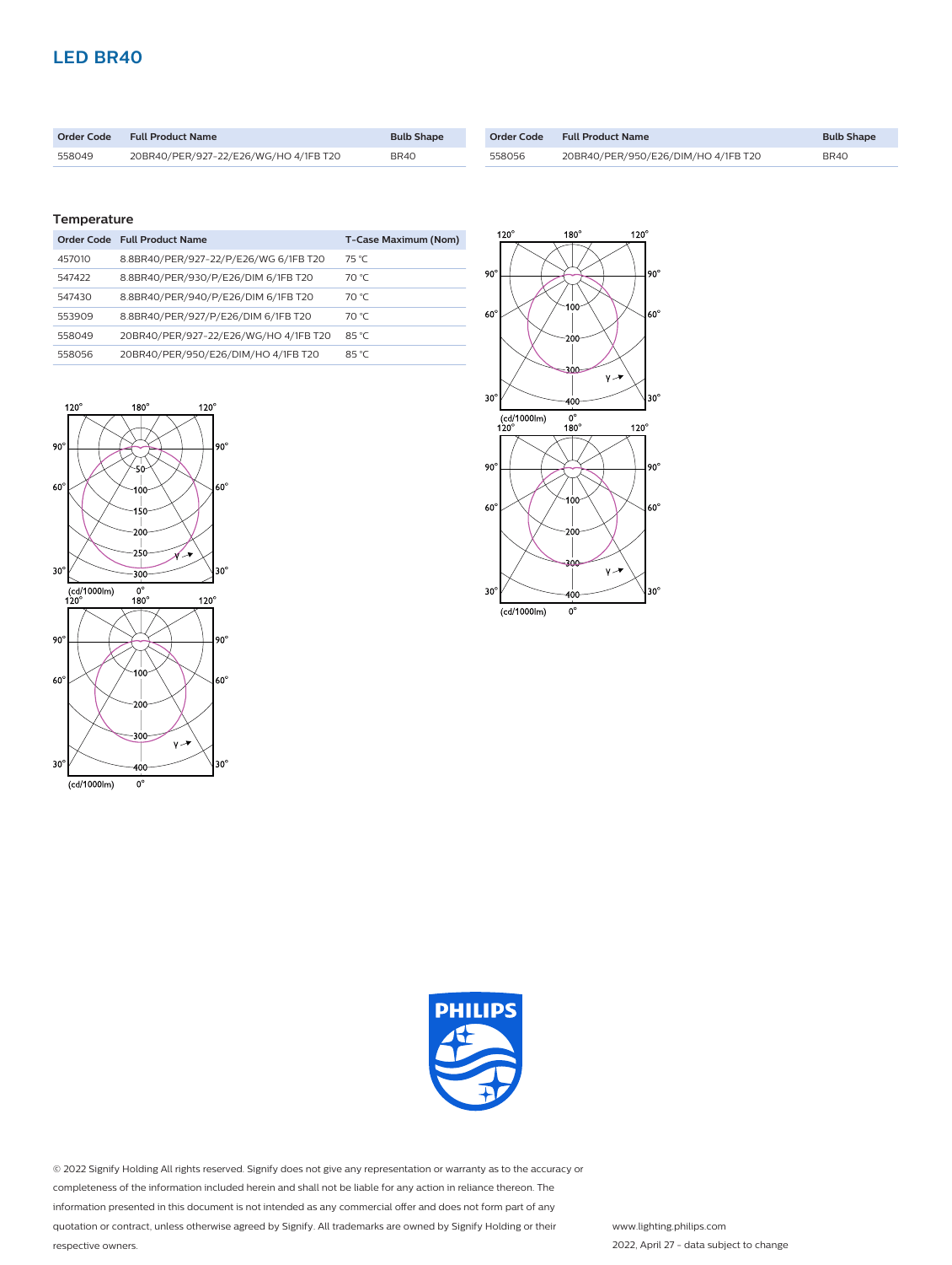## LED BR40

| Order Code | Full Product Name | Bulb Shape |
|---|---|---|
| 558049 | 20BR40/PER/927-22/E26/WG/HO 4/1FB T20 | BR40 |
| 558056 | 20BR40/PER/950/E26/DIM/HO 4/1FB T20 | BR40 |

### Temperature

| Order Code | Full Product Name | T-Case Maximum (Nom) |
|---|---|---|
| 457010 | 8.8BR40/PER/927-22/P/E26/WG 6/1FB T20 | 75 °C |
| 547422 | 8.8BR40/PER/930/P/E26/DIM 6/1FB T20 | 70 °C |
| 547430 | 8.8BR40/PER/940/P/E26/DIM 6/1FB T20 | 70 °C |
| 553909 | 8.8BR40/PER/927/P/E26/DIM 6/1FB T20 | 70 °C |
| 558049 | 20BR40/PER/927-22/E26/WG/HO 4/1FB T20 | 85 °C |
| 558056 | 20BR40/PER/950/E26/DIM/HO 4/1FB T20 | 85 °C |

120° 180° 120°
90° 90°
60° 60°
50
100
150
200
250
300
30° 30°
γ
(cd/1000lm) 0°

120° 180° 120°
90° 90°
60° 60°
100
200
300
400
30° 30°
γ
(cd/1000lm) 0°

120° 180° 120°
90° 90°
60° 60°
100
200
300
400
30° 30°
γ
(cd/1000lm) 0°

120° 180° 120°
90° 90°
60° 60°
100
200
300
400
30° 30°
γ
(cd/1000lm) 0°

© 2022 Signify Holding All rights reserved. Signify does not give any representation or warranty as to the accuracy or completeness of the information included herein and shall not be liable for any action in reliance thereon. The information presented in this document is not intended as any commercial offer and does not form part of any quotation or contract, unless otherwise agreed by Signify. All trademarks are owned by Signify Holding or their respective owners.

www.lighting.philips.com

2022, April 27 - data subject to change